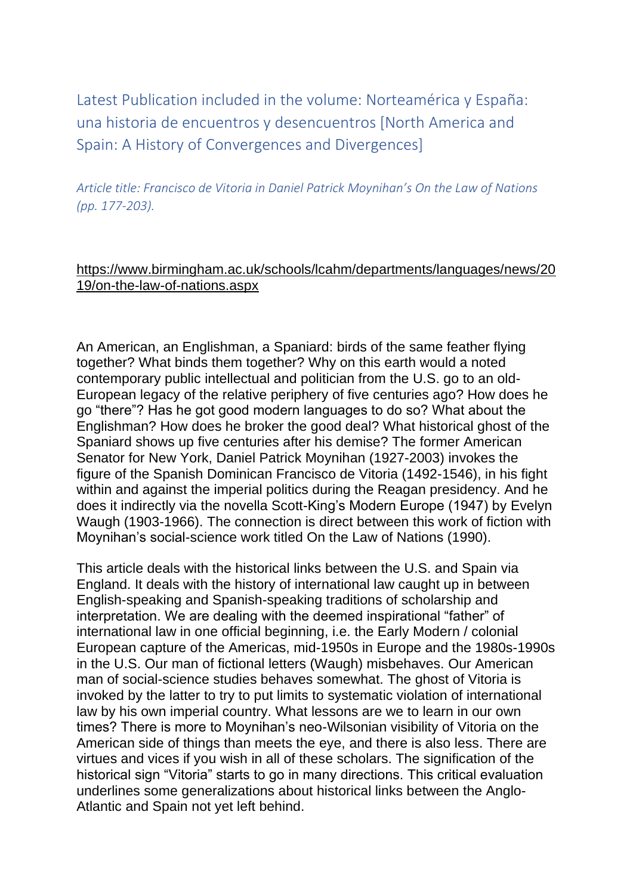## Latest Publication included in the volume: Norteamérica y España: una historia de encuentros y desencuentros [North America and Spain: A History of Convergences and Divergences]

*Article title: Francisco de Vitoria in Daniel Patrick Moynihan's On the Law of Nations (pp. 177-203).*

https://www.birmingham.ac.uk/schools/lcahm/departments/languages/news/2019/on-the-law-of-nations.aspx

An American, an Englishman, a Spaniard: birds of the same feather flying together? What binds them together? Why on this earth would a noted contemporary public intellectual and politician from the U.S. go to an old-European legacy of the relative periphery of five centuries ago? How does he go "there"? Has he got good modern languages to do so? What about the Englishman? How does he broker the good deal? What historical ghost of the Spaniard shows up five centuries after his demise? The former American Senator for New York, Daniel Patrick Moynihan (1927-2003) invokes the figure of the Spanish Dominican Francisco de Vitoria (1492-1546), in his fight within and against the imperial politics during the Reagan presidency. And he does it indirectly via the novella Scott-King's Modern Europe (1947) by Evelyn Waugh (1903-1966). The connection is direct between this work of fiction with Moynihan's social-science work titled On the Law of Nations (1990).

This article deals with the historical links between the U.S. and Spain via England. It deals with the history of international law caught up in between English-speaking and Spanish-speaking traditions of scholarship and interpretation. We are dealing with the deemed inspirational "father" of international law in one official beginning, i.e. the Early Modern / colonial European capture of the Americas, mid-1950s in Europe and the 1980s-1990s in the U.S. Our man of fictional letters (Waugh) misbehaves. Our American man of social-science studies behaves somewhat. The ghost of Vitoria is invoked by the latter to try to put limits to systematic violation of international law by his own imperial country. What lessons are we to learn in our own times? There is more to Moynihan's neo-Wilsonian visibility of Vitoria on the American side of things than meets the eye, and there is also less. There are virtues and vices if you wish in all of these scholars. The signification of the historical sign "Vitoria" starts to go in many directions. This critical evaluation underlines some generalizations about historical links between the Anglo-Atlantic and Spain not yet left behind.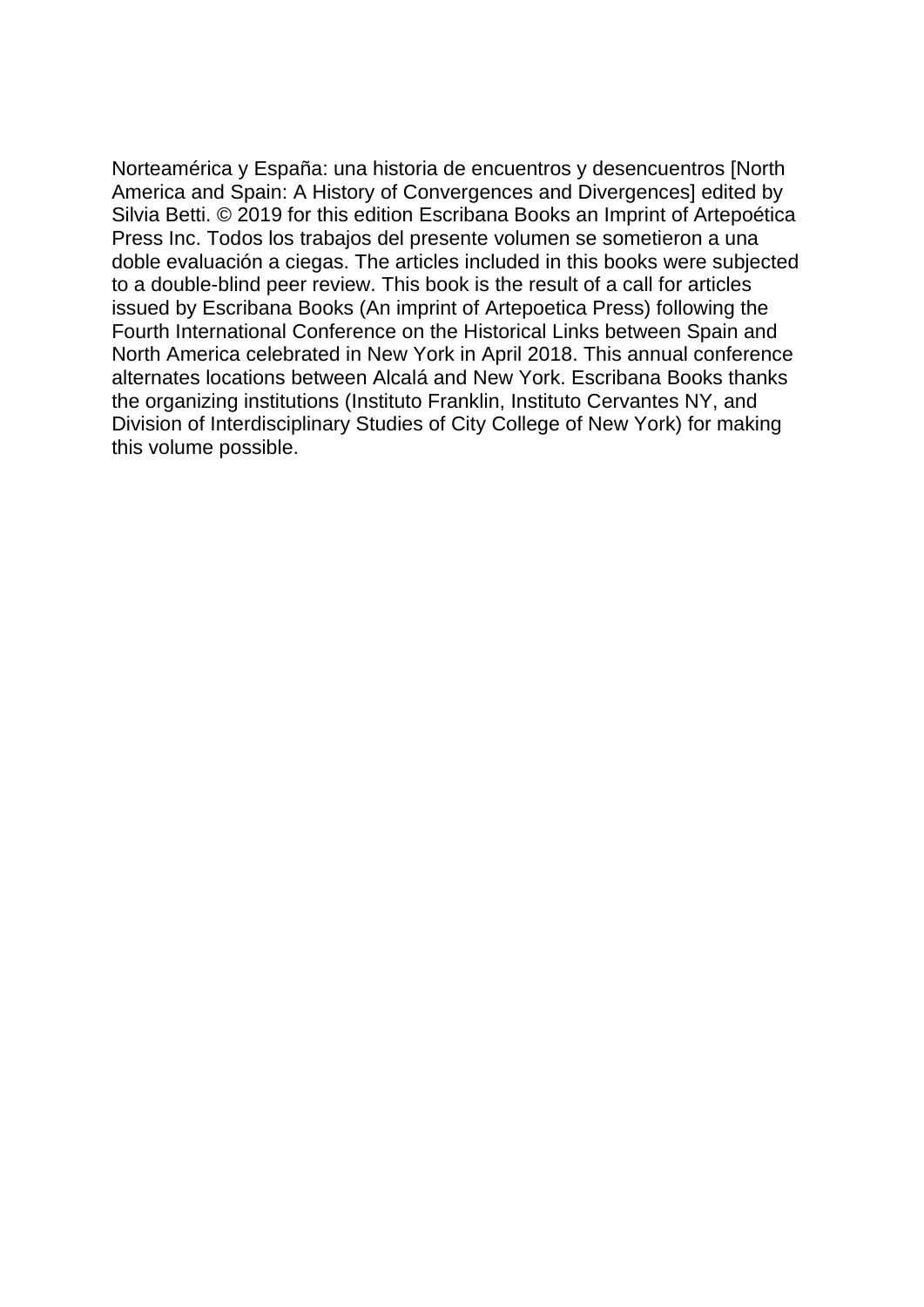Norteamérica y España: una historia de encuentros y desencuentros [North America and Spain: A History of Convergences and Divergences] edited by Silvia Betti. © 2019 for this edition Escribana Books an Imprint of Artepoética Press Inc. Todos los trabajos del presente volumen se sometieron a una doble evaluación a ciegas. The articles included in this books were subjected to a double-blind peer review. This book is the result of a call for articles issued by Escribana Books (An imprint of Artepoetica Press) following the Fourth International Conference on the Historical Links between Spain and North America celebrated in New York in April 2018. This annual conference alternates locations between Alcalá and New York. Escribana Books thanks the organizing institutions (Instituto Franklin, Instituto Cervantes NY, and Division of Interdisciplinary Studies of City College of New York) for making this volume possible.